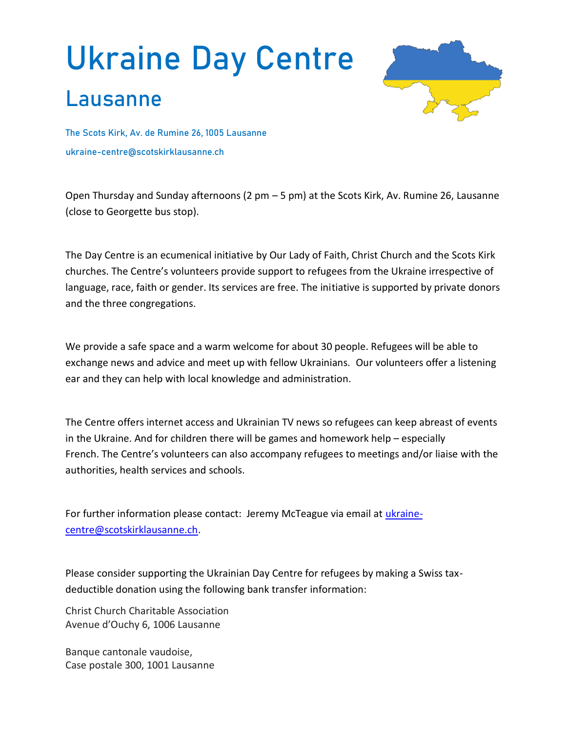# Ukraine Day Centre

## Lausanne

The Scots Kirk, Av. de Rumine 26, 1005 Lausanne

ukraine-centre@scotskirklausanne.ch

Open Thursday and Sunday afternoons (2 pm – 5 pm) at the Scots Kirk, Av. Rumine 26, Lausanne (close to Georgette bus stop).

The Day Centre is an ecumenical initiative by Our Lady of Faith, Christ Church and the Scots Kirk churches. The Centre's volunteers provide support to refugees from the Ukraine irrespective of language, race, faith or gender. Its services are free. The initiative is supported by private donors and the three congregations.

We provide a safe space and a warm welcome for about 30 people. Refugees will be able to exchange news and advice and meet up with fellow Ukrainians. Our volunteers offer a listening ear and they can help with local knowledge and administration.

The Centre offers internet access and Ukrainian TV news so refugees can keep abreast of events in the Ukraine. And for children there will be games and homework help – especially French. The Centre's volunteers can also accompany refugees to meetings and/or liaise with the authorities, health services and schools.

For further information please contact: Jeremy McTeague via email at [ukraine-centre@scotskirklausanne.ch](mailto:ukraine-centre@scotskirklausanne.ch).

Please consider supporting the Ukrainian Day Centre for refugees by making a Swiss tax-deductible donation using the following bank transfer information:

Christ Church Charitable Association
Avenue d'Ouchy 6, 1006 Lausanne

Banque cantonale vaudoise,
Case postale 300, 1001 Lausanne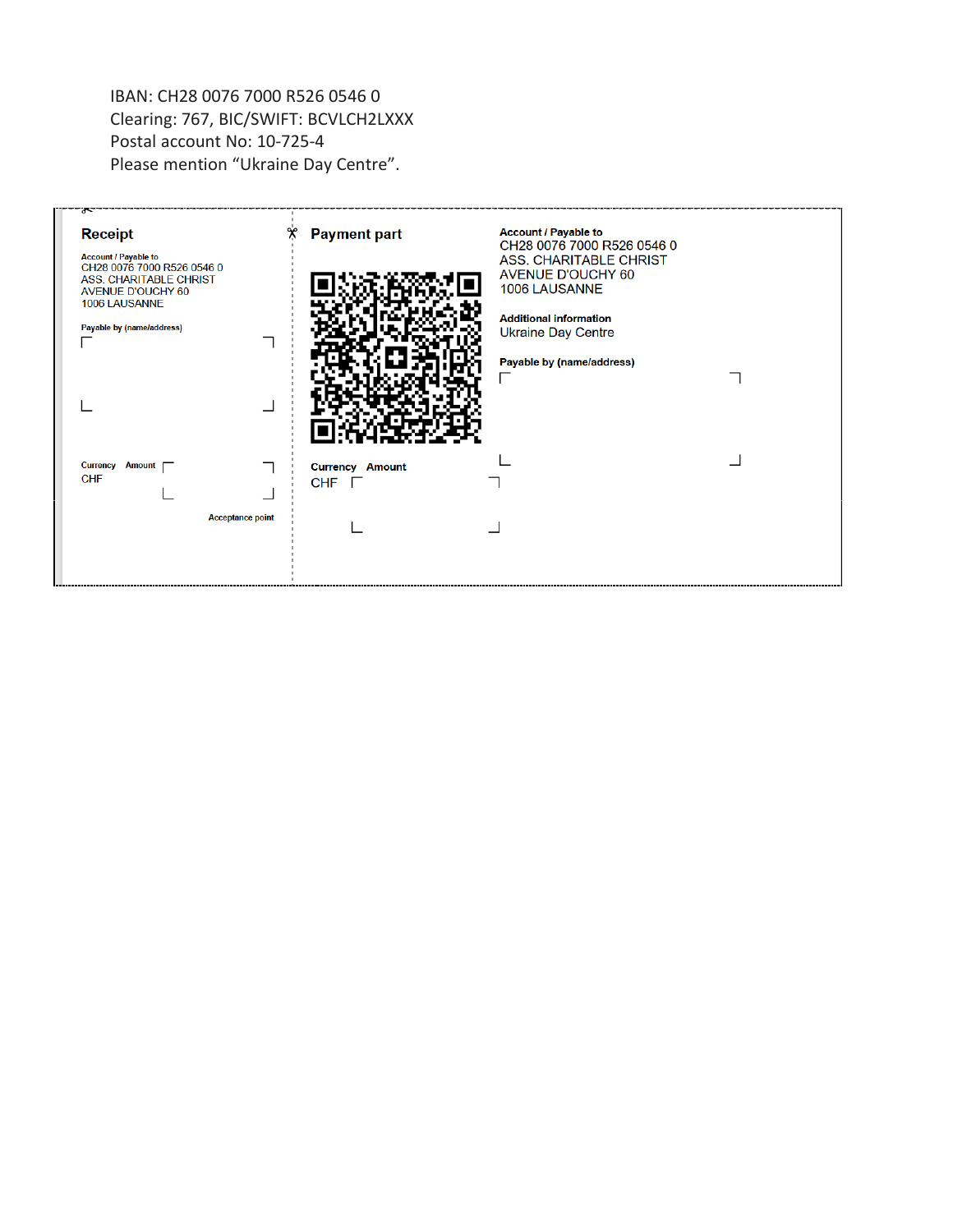IBAN: CH28 0076 7000 R526 0546 0
Clearing: 767, BIC/SWIFT: BCVLCH2LXXX
Postal account No: 10-725-4
Please mention "Ukraine Day Centre".

**Receipt**

**Account / Payable to**
CH28 0076 7000 R526 0546 0
ASS. CHARITABLE CHRIST
AVENUE D'OUCHY 60
1006 LAUSANNE

**Payable by (name/address)**

**Currency** **Amount**
CHF

**Acceptance point**

**Payment part**

**Currency** **Amount**
CHF

**Account / Payable to**
CH28 0076 7000 R526 0546 0
ASS. CHARITABLE CHRIST
AVENUE D'OUCHY 60
1006 LAUSANNE

**Additional information**
Ukraine Day Centre

**Payable by (name/address)**